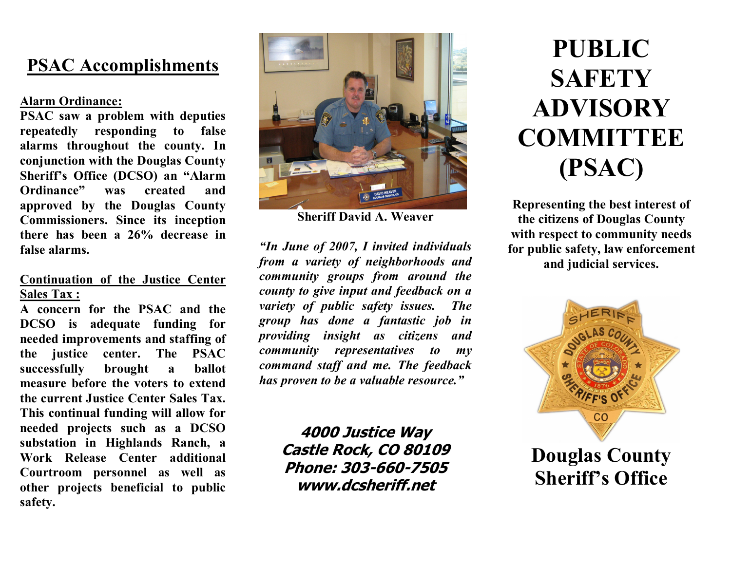## PSAC Accomplishments

**Alarm Ordinance:**

**PSAC saw a problem with deputies repeatedly responding to false alarms throughout the county. In conjunction with the Douglas County Sheriff's Office (DCSO) an "Alarm Ordinance" was created and approved by the Douglas County Commissioners. Since its inception there has been a 26% decrease in false alarms.**

**Continuation of the Justice Center Sales Tax :**

**A concern for the PSAC and the DCSO is adequate funding for needed improvements and staffing of the justice center. The PSAC successfully brought a ballot measure before the voters to extend the current Justice Center Sales Tax. This continual funding will allow for needed projects such as a DCSO substation in Highlands Ranch, a Work Release Center additional Courtroom personnel as well as other projects beneficial to public safety.**

**Sheriff David A. Weaver**

***"In June of 2007, I invited individuals from a variety of neighborhoods and community groups from around the county to give input and feedback on a variety of public safety issues. The group has done a fantastic job in providing insight as citizens and community representatives to my command staff and me. The feedback has proven to be a valuable resource."***

***4000 Justice Way***
***Castle Rock, CO 80109***
***Phone: 303-660-7505***
***www.dcsheriff.net***

# PUBLIC SAFETY ADVISORY COMMITTEE (PSAC)

**Representing the best interest of the citizens of Douglas County with respect to community needs for public safety, law enforcement and judicial services.**

**Douglas County Sheriff's Office**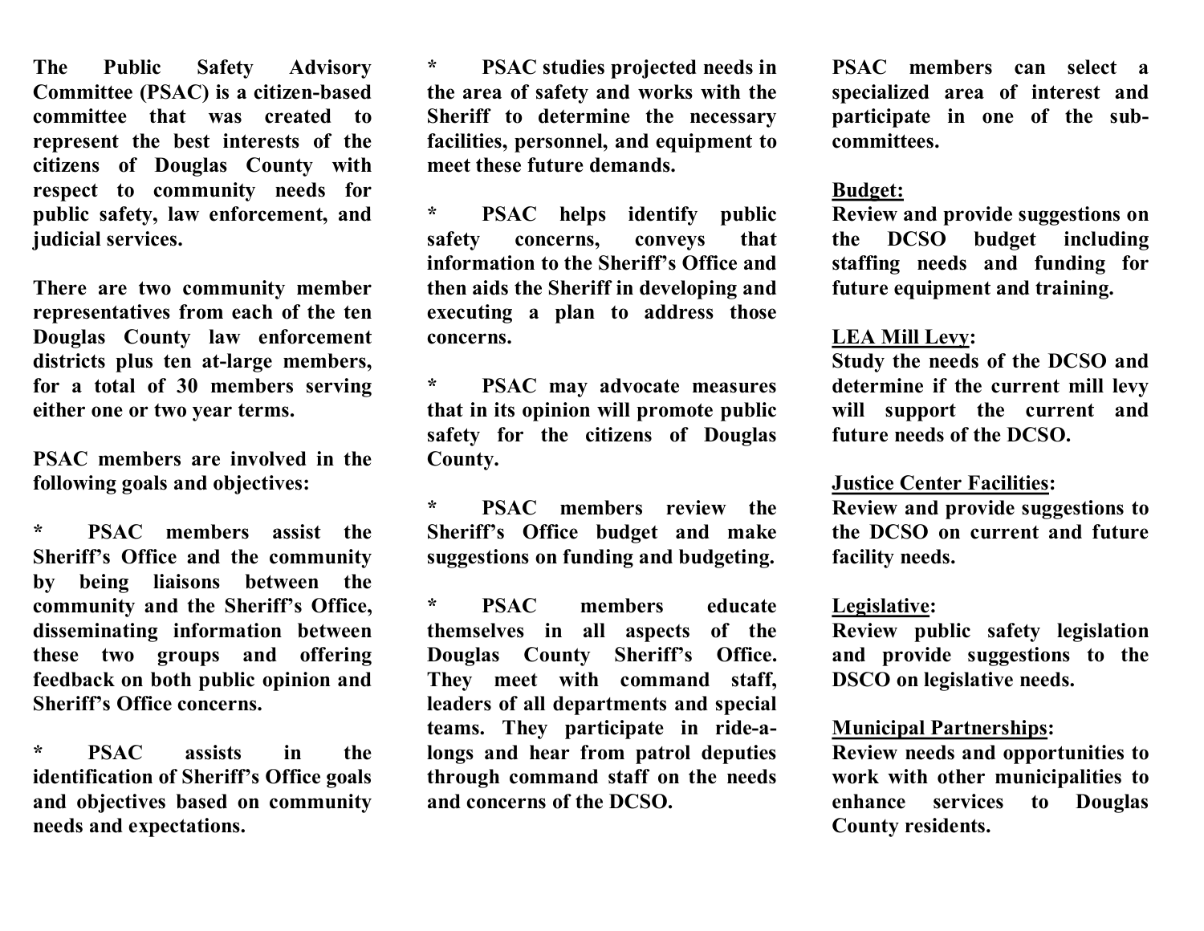**The Public Safety Advisory Committee (PSAC) is a citizen-based committee that was created to represent the best interests of the citizens of Douglas County with respect to community needs for public safety, law enforcement, and judicial services.**

**There are two community member representatives from each of the ten Douglas County law enforcement districts plus ten at-large members, for a total of 30 members serving either one or two year terms.**

**PSAC members are involved in the following goals and objectives:**

- **PSAC members assist the Sheriff's Office and the community by being liaisons between the community and the Sheriff's Office, disseminating information between these two groups and offering feedback on both public opinion and Sheriff's Office concerns.**
- **PSAC assists in the identification of Sheriff's Office goals and objectives based on community needs and expectations.**
- **PSAC studies projected needs in the area of safety and works with the Sheriff to determine the necessary facilities, personnel, and equipment to meet these future demands.**
- **PSAC helps identify public safety concerns, conveys that information to the Sheriff's Office and then aids the Sheriff in developing and executing a plan to address those concerns.**
- **PSAC may advocate measures that in its opinion will promote public safety for the citizens of Douglas County.**
- **PSAC members review the Sheriff's Office budget and make suggestions on funding and budgeting.**
- **PSAC members educate themselves in all aspects of the Douglas County Sheriff's Office. They meet with command staff, leaders of all departments and special teams. They participate in ride-a-longs and hear from patrol deputies through command staff on the needs and concerns of the DCSO.**

**PSAC members can select a specialized area of interest and participate in one of the sub-committees.**

**Budget:**
**Review and provide suggestions on the DCSO budget including staffing needs and funding for future equipment and training.**

**LEA Mill Levy:**
**Study the needs of the DCSO and determine if the current mill levy will support the current and future needs of the DCSO.**

**Justice Center Facilities:**
**Review and provide suggestions to the DCSO on current and future facility needs.**

**Legislative:**
**Review public safety legislation and provide suggestions to the DSCO on legislative needs.**

**Municipal Partnerships:**
**Review needs and opportunities to work with other municipalities to enhance services to Douglas County residents.**